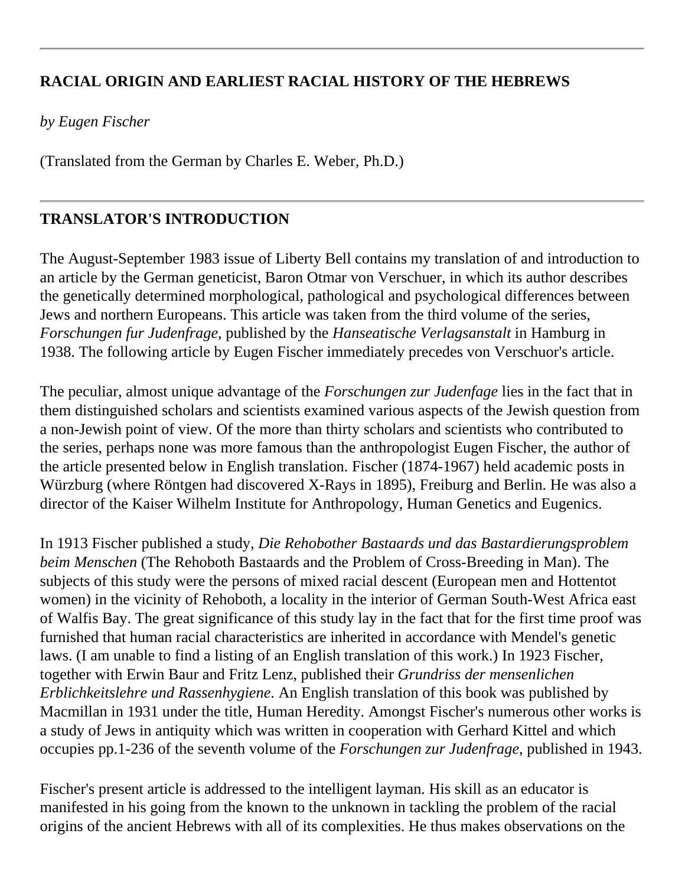---

**RACIAL ORIGIN AND EARLIEST RACIAL HISTORY OF THE HEBREWS**

*by Eugen Fischer*

(Translated from the German by Charles E. Weber, Ph.D.)

---

**TRANSLATOR'S INTRODUCTION**

The August-September 1983 issue of Liberty Bell contains my translation of and introduction to an article by the German geneticist, Baron Otmar von Verschuer, in which its author describes the genetically determined morphological, pathological and psychological differences between Jews and northern Europeans. This article was taken from the third volume of the series, *Forschungen fur Judenfrage*, published by the *Hanseatische Verlagsanstalt* in Hamburg in 1938. The following article by Eugen Fischer immediately precedes von Verschuor's article.

The peculiar, almost unique advantage of the *Forschungen zur Judenfage* lies in the fact that in them distinguished scholars and scientists examined various aspects of the Jewish question from a non-Jewish point of view. Of the more than thirty scholars and scientists who contributed to the series, perhaps none was more famous than the anthropologist Eugen Fischer, the author of the article presented below in English translation. Fischer (1874-1967) held academic posts in Würzburg (where Röntgen had discovered X-Rays in 1895), Freiburg and Berlin. He was also a director of the Kaiser Wilhelm Institute for Anthropology, Human Genetics and Eugenics.

In 1913 Fischer published a study, *Die Rehobother Bastaards und das Bastardierungsproblem beim Menschen* (The Rehoboth Bastaards and the Problem of Cross-Breeding in Man). The subjects of this study were the persons of mixed racial descent (European men and Hottentot women) in the vicinity of Rehoboth, a locality in the interior of German South-West Africa east of Walfis Bay. The great significance of this study lay in the fact that for the first time proof was furnished that human racial characteristics are inherited in accordance with Mendel's genetic laws. (I am unable to find a listing of an English translation of this work.) In 1923 Fischer, together with Erwin Baur and Fritz Lenz, published their *Grundriss der mensenlichen Erblichkeitslehre und Rassenhygiene*. An English translation of this book was published by Macmillan in 1931 under the title, Human Heredity. Amongst Fischer's numerous other works is a study of Jews in antiquity which was written in cooperation with Gerhard Kittel and which occupies pp.1-236 of the seventh volume of the *Forschungen zur Judenfrage*, published in 1943.

Fischer's present article is addressed to the intelligent layman. His skill as an educator is manifested in his going from the known to the unknown in tackling the problem of the racial origins of the ancient Hebrews with all of its complexities. He thus makes observations on the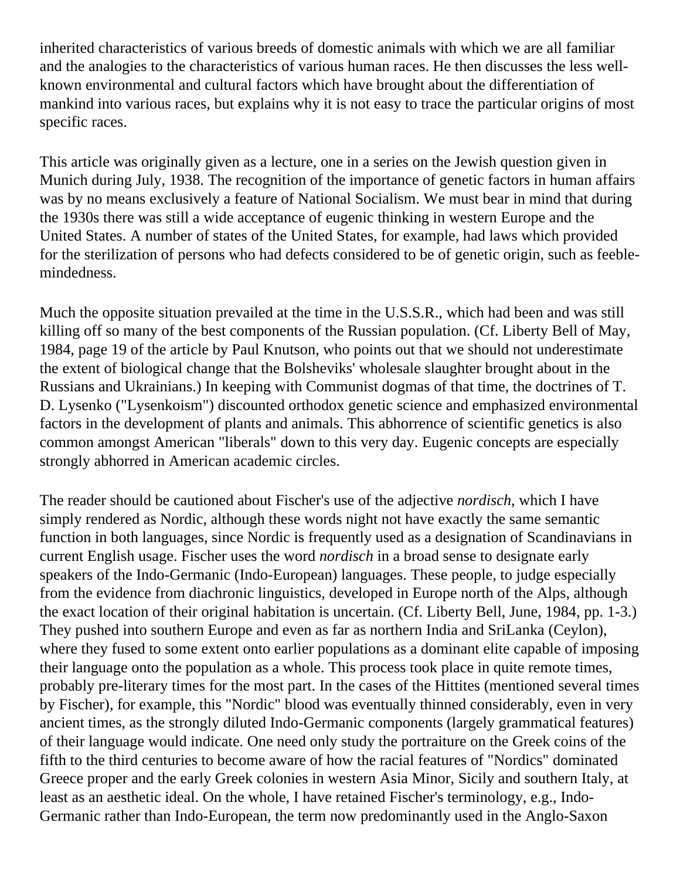inherited characteristics of various breeds of domestic animals with which we are all familiar and the analogies to the characteristics of various human races. He then discusses the less well-known environmental and cultural factors which have brought about the differentiation of mankind into various races, but explains why it is not easy to trace the particular origins of most specific races.

This article was originally given as a lecture, one in a series on the Jewish question given in Munich during July, 1938. The recognition of the importance of genetic factors in human affairs was by no means exclusively a feature of National Socialism. We must bear in mind that during the 1930s there was still a wide acceptance of eugenic thinking in western Europe and the United States. A number of states of the United States, for example, had laws which provided for the sterilization of persons who had defects considered to be of genetic origin, such as feeble-mindedness.

Much the opposite situation prevailed at the time in the U.S.S.R., which had been and was still killing off so many of the best components of the Russian population. (Cf. Liberty Bell of May, 1984, page 19 of the article by Paul Knutson, who points out that we should not underestimate the extent of biological change that the Bolsheviks' wholesale slaughter brought about in the Russians and Ukrainians.) In keeping with Communist dogmas of that time, the doctrines of T. D. Lysenko ("Lysenkoism") discounted orthodox genetic science and emphasized environmental factors in the development of plants and animals. This abhorrence of scientific genetics is also common amongst American "liberals" down to this very day. Eugenic concepts are especially strongly abhorred in American academic circles.

The reader should be cautioned about Fischer's use of the adjective *nordisch*, which I have simply rendered as Nordic, although these words night not have exactly the same semantic function in both languages, since Nordic is frequently used as a designation of Scandinavians in current English usage. Fischer uses the word *nordisch* in a broad sense to designate early speakers of the Indo-Germanic (Indo-European) languages. These people, to judge especially from the evidence from diachronic linguistics, developed in Europe north of the Alps, although the exact location of their original habitation is uncertain. (Cf. Liberty Bell, June, 1984, pp. 1-3.) They pushed into southern Europe and even as far as northern India and SriLanka (Ceylon), where they fused to some extent onto earlier populations as a dominant elite capable of imposing their language onto the population as a whole. This process took place in quite remote times, probably pre-literary times for the most part. In the cases of the Hittites (mentioned several times by Fischer), for example, this "Nordic" blood was eventually thinned considerably, even in very ancient times, as the strongly diluted Indo-Germanic components (largely grammatical features) of their language would indicate. One need only study the portraiture on the Greek coins of the fifth to the third centuries to become aware of how the racial features of "Nordics" dominated Greece proper and the early Greek colonies in western Asia Minor, Sicily and southern Italy, at least as an aesthetic ideal. On the whole, I have retained Fischer's terminology, e.g., Indo-Germanic rather than Indo-European, the term now predominantly used in the Anglo-Saxon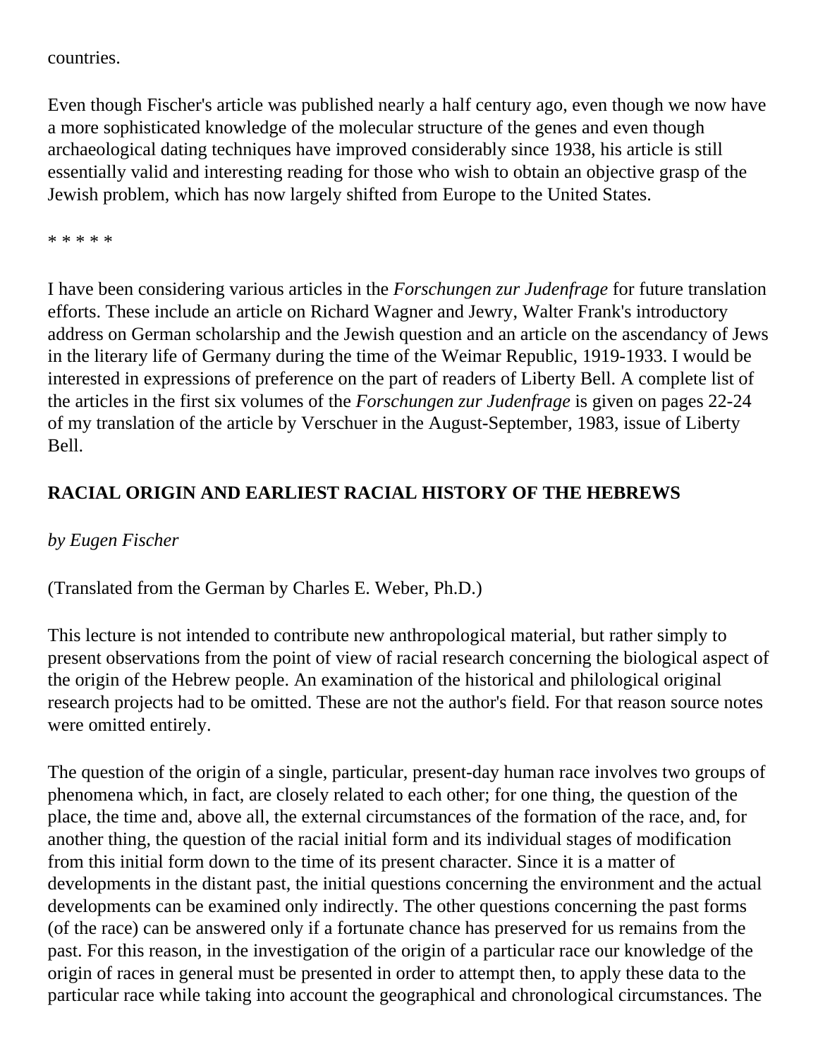countries.

Even though Fischer's article was published nearly a half century ago, even though we now have a more sophisticated knowledge of the molecular structure of the genes and even though archaeological dating techniques have improved considerably since 1938, his article is still essentially valid and interesting reading for those who wish to obtain an objective grasp of the Jewish problem, which has now largely shifted from Europe to the United States.

* * * * *

I have been considering various articles in the *Forschungen zur Judenfrage* for future translation efforts. These include an article on Richard Wagner and Jewry, Walter Frank's introductory address on German scholarship and the Jewish question and an article on the ascendancy of Jews in the literary life of Germany during the time of the Weimar Republic, 1919-1933. I would be interested in expressions of preference on the part of readers of Liberty Bell. A complete list of the articles in the first six volumes of the *Forschungen zur Judenfrage* is given on pages 22-24 of my translation of the article by Verschuer in the August-September, 1983, issue of Liberty Bell.

## RACIAL ORIGIN AND EARLIEST RACIAL HISTORY OF THE HEBREWS

*by Eugen Fischer*

(Translated from the German by Charles E. Weber, Ph.D.)

This lecture is not intended to contribute new anthropological material, but rather simply to present observations from the point of view of racial research concerning the biological aspect of the origin of the Hebrew people. An examination of the historical and philological original research projects had to be omitted. These are not the author's field. For that reason source notes were omitted entirely.

The question of the origin of a single, particular, present-day human race involves two groups of phenomena which, in fact, are closely related to each other; for one thing, the question of the place, the time and, above all, the external circumstances of the formation of the race, and, for another thing, the question of the racial initial form and its individual stages of modification from this initial form down to the time of its present character. Since it is a matter of developments in the distant past, the initial questions concerning the environment and the actual developments can be examined only indirectly. The other questions concerning the past forms (of the race) can be answered only if a fortunate chance has preserved for us remains from the past. For this reason, in the investigation of the origin of a particular race our knowledge of the origin of races in general must be presented in order to attempt then, to apply these data to the particular race while taking into account the geographical and chronological circumstances. The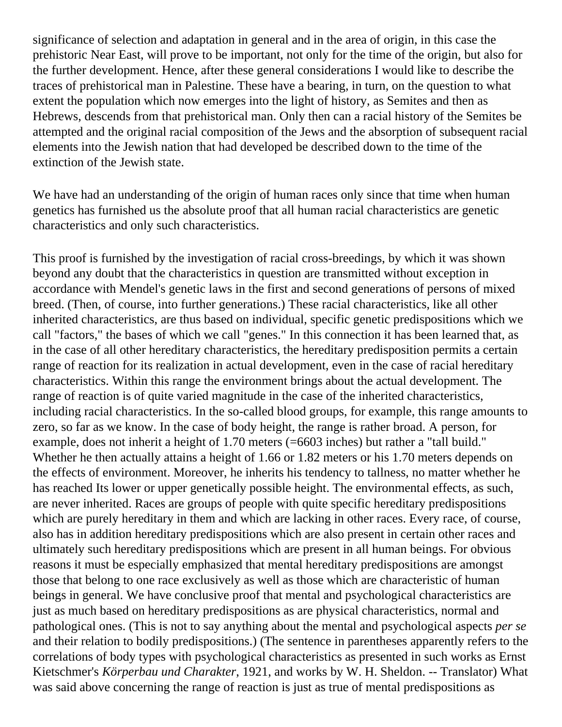significance of selection and adaptation in general and in the area of origin, in this case the prehistoric Near East, will prove to be important, not only for the time of the origin, but also for the further development. Hence, after these general considerations I would like to describe the traces of prehistorical man in Palestine. These have a bearing, in turn, on the question to what extent the population which now emerges into the light of history, as Semites and then as Hebrews, descends from that prehistorical man. Only then can a racial history of the Semites be attempted and the original racial composition of the Jews and the absorption of subsequent racial elements into the Jewish nation that had developed be described down to the time of the extinction of the Jewish state.

We have had an understanding of the origin of human races only since that time when human genetics has furnished us the absolute proof that all human racial characteristics are genetic characteristics and only such characteristics.

This proof is furnished by the investigation of racial cross-breedings, by which it was shown beyond any doubt that the characteristics in question are transmitted without exception in accordance with Mendel's genetic laws in the first and second generations of persons of mixed breed. (Then, of course, into further generations.) These racial characteristics, like all other inherited characteristics, are thus based on individual, specific genetic predispositions which we call "factors," the bases of which we call "genes." In this connection it has been learned that, as in the case of all other hereditary characteristics, the hereditary predisposition permits a certain range of reaction for its realization in actual development, even in the case of racial hereditary characteristics. Within this range the environment brings about the actual development. The range of reaction is of quite varied magnitude in the case of the inherited characteristics, including racial characteristics. In the so-called blood groups, for example, this range amounts to zero, so far as we know. In the case of body height, the range is rather broad. A person, for example, does not inherit a height of 1.70 meters (=6603 inches) but rather a "tall build." Whether he then actually attains a height of 1.66 or 1.82 meters or his 1.70 meters depends on the effects of environment. Moreover, he inherits his tendency to tallness, no matter whether he has reached Its lower or upper genetically possible height. The environmental effects, as such, are never inherited. Races are groups of people with quite specific hereditary predispositions which are purely hereditary in them and which are lacking in other races. Every race, of course, also has in addition hereditary predispositions which are also present in certain other races and ultimately such hereditary predispositions which are present in all human beings. For obvious reasons it must be especially emphasized that mental hereditary predispositions are amongst those that belong to one race exclusively as well as those which are characteristic of human beings in general. We have conclusive proof that mental and psychological characteristics are just as much based on hereditary predispositions as are physical characteristics, normal and pathological ones. (This is not to say anything about the mental and psychological aspects *per se* and their relation to bodily predispositions.) (The sentence in parentheses apparently refers to the correlations of body types with psychological characteristics as presented in such works as Ernst Kietschmer's *Körperbau und Charakter*, 1921, and works by W. H. Sheldon. -- Translator) What was said above concerning the range of reaction is just as true of mental predispositions as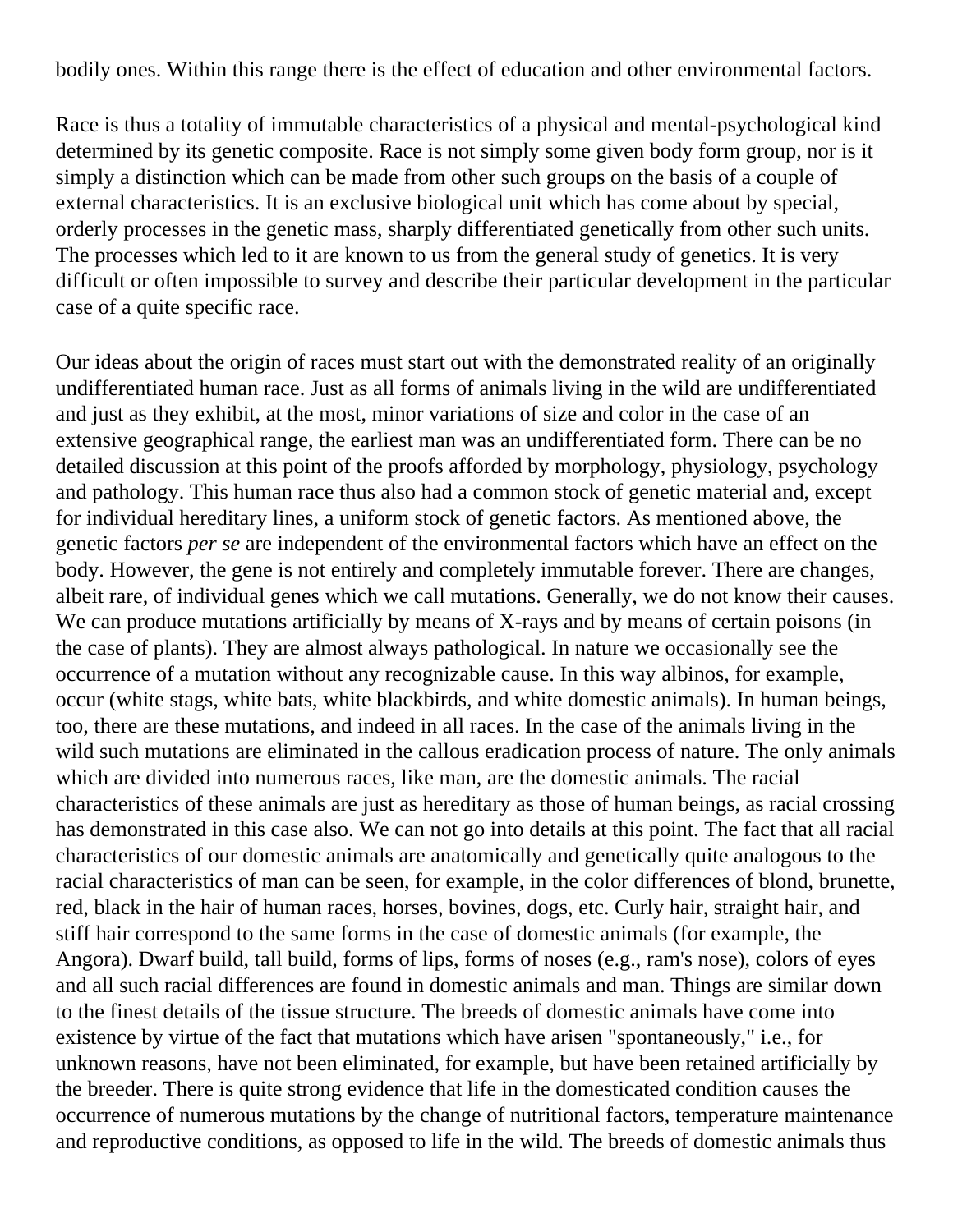bodily ones. Within this range there is the effect of education and other environmental factors.

Race is thus a totality of immutable characteristics of a physical and mental-psychological kind determined by its genetic composite. Race is not simply some given body form group, nor is it simply a distinction which can be made from other such groups on the basis of a couple of external characteristics. It is an exclusive biological unit which has come about by special, orderly processes in the genetic mass, sharply differentiated genetically from other such units. The processes which led to it are known to us from the general study of genetics. It is very difficult or often impossible to survey and describe their particular development in the particular case of a quite specific race.

Our ideas about the origin of races must start out with the demonstrated reality of an originally undifferentiated human race. Just as all forms of animals living in the wild are undifferentiated and just as they exhibit, at the most, minor variations of size and color in the case of an extensive geographical range, the earliest man was an undifferentiated form. There can be no detailed discussion at this point of the proofs afforded by morphology, physiology, psychology and pathology. This human race thus also had a common stock of genetic material and, except for individual hereditary lines, a uniform stock of genetic factors. As mentioned above, the genetic factors *per se* are independent of the environmental factors which have an effect on the body. However, the gene is not entirely and completely immutable forever. There are changes, albeit rare, of individual genes which we call mutations. Generally, we do not know their causes. We can produce mutations artificially by means of X-rays and by means of certain poisons (in the case of plants). They are almost always pathological. In nature we occasionally see the occurrence of a mutation without any recognizable cause. In this way albinos, for example, occur (white stags, white bats, white blackbirds, and white domestic animals). In human beings, too, there are these mutations, and indeed in all races. In the case of the animals living in the wild such mutations are eliminated in the callous eradication process of nature. The only animals which are divided into numerous races, like man, are the domestic animals. The racial characteristics of these animals are just as hereditary as those of human beings, as racial crossing has demonstrated in this case also. We can not go into details at this point. The fact that all racial characteristics of our domestic animals are anatomically and genetically quite analogous to the racial characteristics of man can be seen, for example, in the color differences of blond, brunette, red, black in the hair of human races, horses, bovines, dogs, etc. Curly hair, straight hair, and stiff hair correspond to the same forms in the case of domestic animals (for example, the Angora). Dwarf build, tall build, forms of lips, forms of noses (e.g., ram's nose), colors of eyes and all such racial differences are found in domestic animals and man. Things are similar down to the finest details of the tissue structure. The breeds of domestic animals have come into existence by virtue of the fact that mutations which have arisen "spontaneously," i.e., for unknown reasons, have not been eliminated, for example, but have been retained artificially by the breeder. There is quite strong evidence that life in the domesticated condition causes the occurrence of numerous mutations by the change of nutritional factors, temperature maintenance and reproductive conditions, as opposed to life in the wild. The breeds of domestic animals thus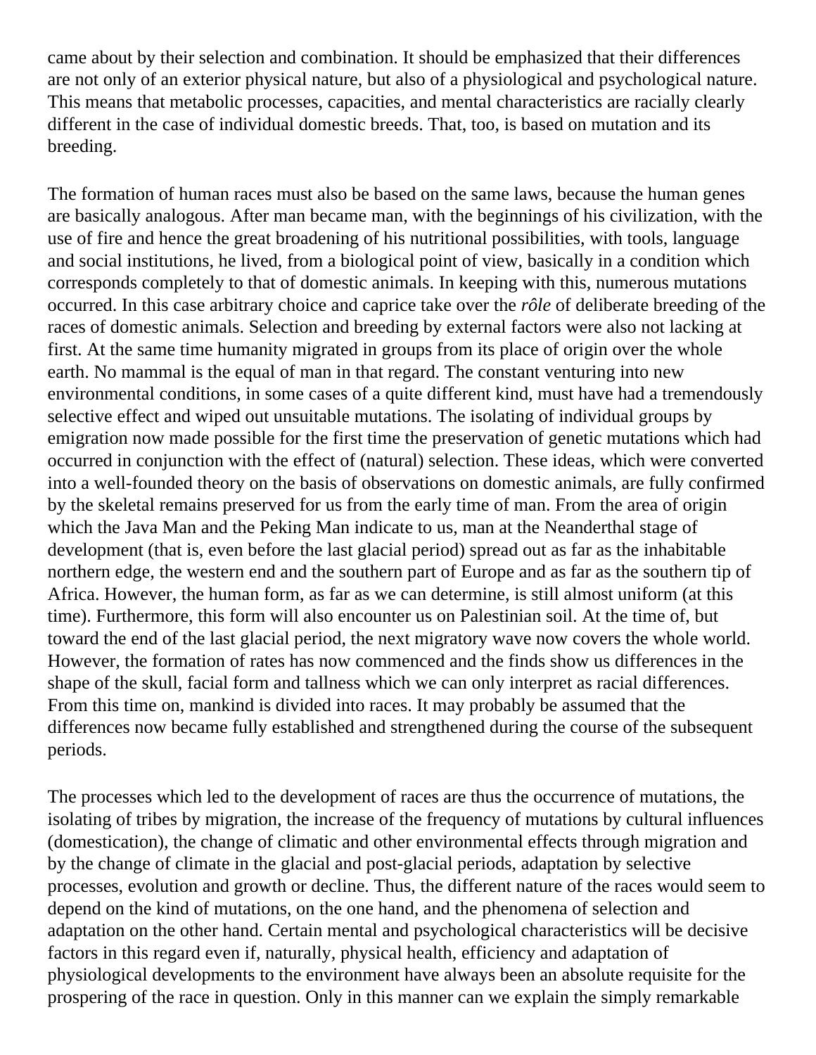came about by their selection and combination. It should be emphasized that their differences are not only of an exterior physical nature, but also of a physiological and psychological nature. This means that metabolic processes, capacities, and mental characteristics are racially clearly different in the case of individual domestic breeds. That, too, is based on mutation and its breeding.

The formation of human races must also be based on the same laws, because the human genes are basically analogous. After man became man, with the beginnings of his civilization, with the use of fire and hence the great broadening of his nutritional possibilities, with tools, language and social institutions, he lived, from a biological point of view, basically in a condition which corresponds completely to that of domestic animals. In keeping with this, numerous mutations occurred. In this case arbitrary choice and caprice take over the *rôle* of deliberate breeding of the races of domestic animals. Selection and breeding by external factors were also not lacking at first. At the same time humanity migrated in groups from its place of origin over the whole earth. No mammal is the equal of man in that regard. The constant venturing into new environmental conditions, in some cases of a quite different kind, must have had a tremendously selective effect and wiped out unsuitable mutations. The isolating of individual groups by emigration now made possible for the first time the preservation of genetic mutations which had occurred in conjunction with the effect of (natural) selection. These ideas, which were converted into a well-founded theory on the basis of observations on domestic animals, are fully confirmed by the skeletal remains preserved for us from the early time of man. From the area of origin which the Java Man and the Peking Man indicate to us, man at the Neanderthal stage of development (that is, even before the last glacial period) spread out as far as the inhabitable northern edge, the western end and the southern part of Europe and as far as the southern tip of Africa. However, the human form, as far as we can determine, is still almost uniform (at this time). Furthermore, this form will also encounter us on Palestinian soil. At the time of, but toward the end of the last glacial period, the next migratory wave now covers the whole world. However, the formation of rates has now commenced and the finds show us differences in the shape of the skull, facial form and tallness which we can only interpret as racial differences. From this time on, mankind is divided into races. It may probably be assumed that the differences now became fully established and strengthened during the course of the subsequent periods.

The processes which led to the development of races are thus the occurrence of mutations, the isolating of tribes by migration, the increase of the frequency of mutations by cultural influences (domestication), the change of climatic and other environmental effects through migration and by the change of climate in the glacial and post-glacial periods, adaptation by selective processes, evolution and growth or decline. Thus, the different nature of the races would seem to depend on the kind of mutations, on the one hand, and the phenomena of selection and adaptation on the other hand. Certain mental and psychological characteristics will be decisive factors in this regard even if, naturally, physical health, efficiency and adaptation of physiological developments to the environment have always been an absolute requisite for the prospering of the race in question. Only in this manner can we explain the simply remarkable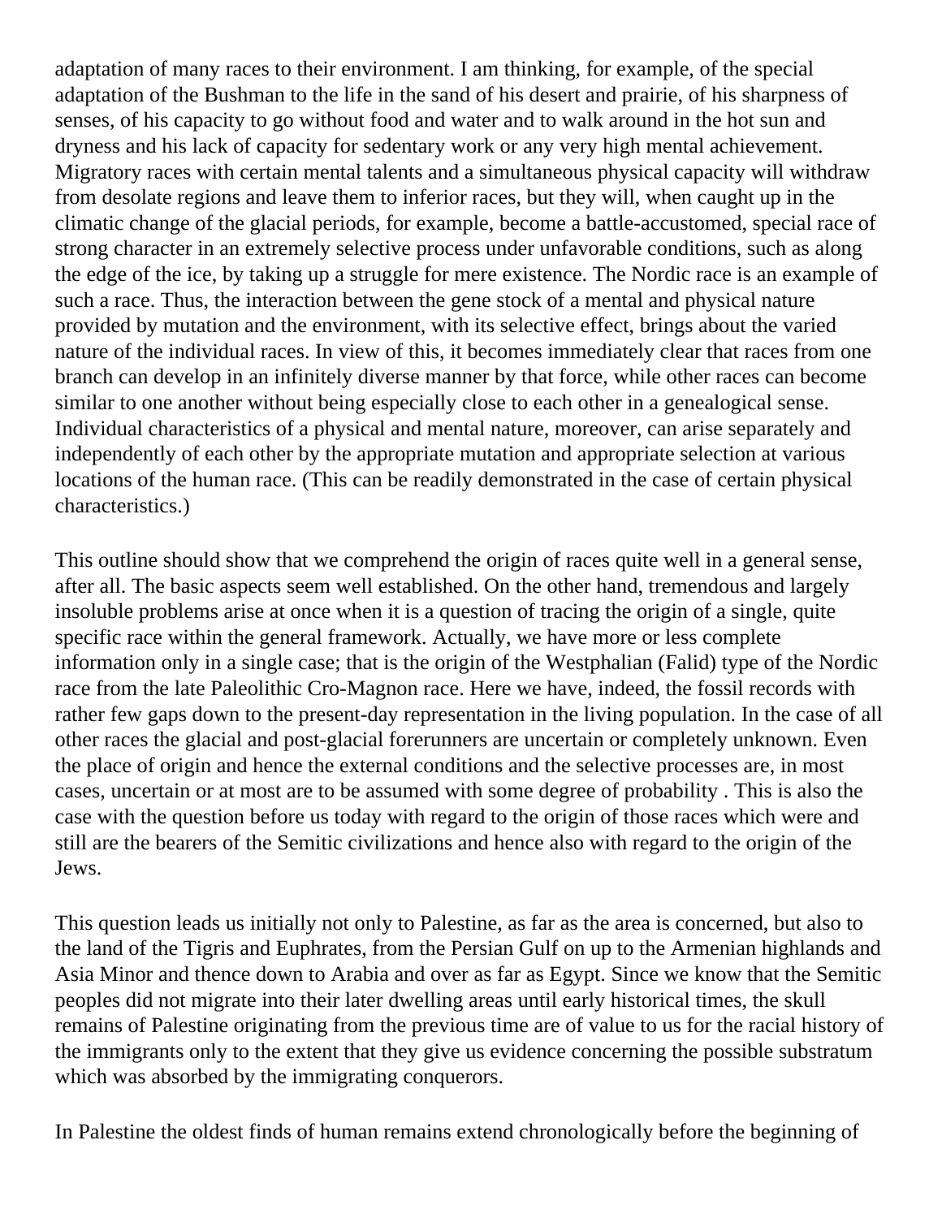adaptation of many races to their environment. I am thinking, for example, of the special adaptation of the Bushman to the life in the sand of his desert and prairie, of his sharpness of senses, of his capacity to go without food and water and to walk around in the hot sun and dryness and his lack of capacity for sedentary work or any very high mental achievement. Migratory races with certain mental talents and a simultaneous physical capacity will withdraw from desolate regions and leave them to inferior races, but they will, when caught up in the climatic change of the glacial periods, for example, become a battle-accustomed, special race of strong character in an extremely selective process under unfavorable conditions, such as along the edge of the ice, by taking up a struggle for mere existence. The Nordic race is an example of such a race. Thus, the interaction between the gene stock of a mental and physical nature provided by mutation and the environment, with its selective effect, brings about the varied nature of the individual races. In view of this, it becomes immediately clear that races from one branch can develop in an infinitely diverse manner by that force, while other races can become similar to one another without being especially close to each other in a genealogical sense. Individual characteristics of a physical and mental nature, moreover, can arise separately and independently of each other by the appropriate mutation and appropriate selection at various locations of the human race. (This can be readily demonstrated in the case of certain physical characteristics.)

This outline should show that we comprehend the origin of races quite well in a general sense, after all. The basic aspects seem well established. On the other hand, tremendous and largely insoluble problems arise at once when it is a question of tracing the origin of a single, quite specific race within the general framework. Actually, we have more or less complete information only in a single case; that is the origin of the Westphalian (Falid) type of the Nordic race from the late Paleolithic Cro-Magnon race. Here we have, indeed, the fossil records with rather few gaps down to the present-day representation in the living population. In the case of all other races the glacial and post-glacial forerunners are uncertain or completely unknown. Even the place of origin and hence the external conditions and the selective processes are, in most cases, uncertain or at most are to be assumed with some degree of probability . This is also the case with the question before us today with regard to the origin of those races which were and still are the bearers of the Semitic civilizations and hence also with regard to the origin of the Jews.

This question leads us initially not only to Palestine, as far as the area is concerned, but also to the land of the Tigris and Euphrates, from the Persian Gulf on up to the Armenian highlands and Asia Minor and thence down to Arabia and over as far as Egypt. Since we know that the Semitic peoples did not migrate into their later dwelling areas until early historical times, the skull remains of Palestine originating from the previous time are of value to us for the racial history of the immigrants only to the extent that they give us evidence concerning the possible substratum which was absorbed by the immigrating conquerors.

In Palestine the oldest finds of human remains extend chronologically before the beginning of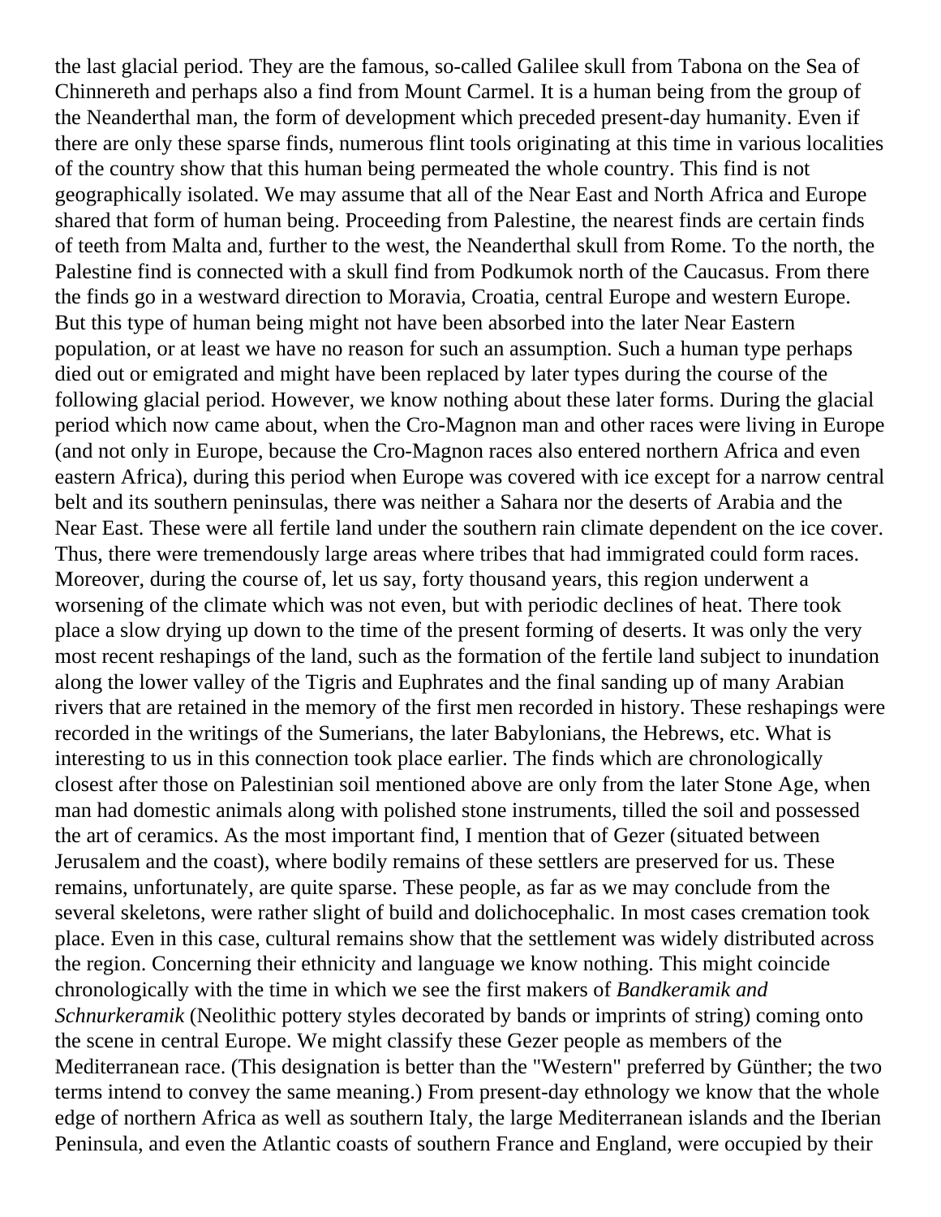the last glacial period. They are the famous, so-called Galilee skull from Tabona on the Sea of Chinnereth and perhaps also a find from Mount Carmel. It is a human being from the group of the Neanderthal man, the form of development which preceded present-day humanity. Even if there are only these sparse finds, numerous flint tools originating at this time in various localities of the country show that this human being permeated the whole country. This find is not geographically isolated. We may assume that all of the Near East and North Africa and Europe shared that form of human being. Proceeding from Palestine, the nearest finds are certain finds of teeth from Malta and, further to the west, the Neanderthal skull from Rome. To the north, the Palestine find is connected with a skull find from Podkumok north of the Caucasus. From there the finds go in a westward direction to Moravia, Croatia, central Europe and western Europe. But this type of human being might not have been absorbed into the later Near Eastern population, or at least we have no reason for such an assumption. Such a human type perhaps died out or emigrated and might have been replaced by later types during the course of the following glacial period. However, we know nothing about these later forms. During the glacial period which now came about, when the Cro-Magnon man and other races were living in Europe (and not only in Europe, because the Cro-Magnon races also entered northern Africa and even eastern Africa), during this period when Europe was covered with ice except for a narrow central belt and its southern peninsulas, there was neither a Sahara nor the deserts of Arabia and the Near East. These were all fertile land under the southern rain climate dependent on the ice cover. Thus, there were tremendously large areas where tribes that had immigrated could form races. Moreover, during the course of, let us say, forty thousand years, this region underwent a worsening of the climate which was not even, but with periodic declines of heat. There took place a slow drying up down to the time of the present forming of deserts. It was only the very most recent reshapings of the land, such as the formation of the fertile land subject to inundation along the lower valley of the Tigris and Euphrates and the final sanding up of many Arabian rivers that are retained in the memory of the first men recorded in history. These reshapings were recorded in the writings of the Sumerians, the later Babylonians, the Hebrews, etc. What is interesting to us in this connection took place earlier. The finds which are chronologically closest after those on Palestinian soil mentioned above are only from the later Stone Age, when man had domestic animals along with polished stone instruments, tilled the soil and possessed the art of ceramics. As the most important find, I mention that of Gezer (situated between Jerusalem and the coast), where bodily remains of these settlers are preserved for us. These remains, unfortunately, are quite sparse. These people, as far as we may conclude from the several skeletons, were rather slight of build and dolichocephalic. In most cases cremation took place. Even in this case, cultural remains show that the settlement was widely distributed across the region. Concerning their ethnicity and language we know nothing. This might coincide chronologically with the time in which we see the first makers of *Bandkeramik and Schnurkeramik* (Neolithic pottery styles decorated by bands or imprints of string) coming onto the scene in central Europe. We might classify these Gezer people as members of the Mediterranean race. (This designation is better than the "Western" preferred by Günther; the two terms intend to convey the same meaning.) From present-day ethnology we know that the whole edge of northern Africa as well as southern Italy, the large Mediterranean islands and the Iberian Peninsula, and even the Atlantic coasts of southern France and England, were occupied by their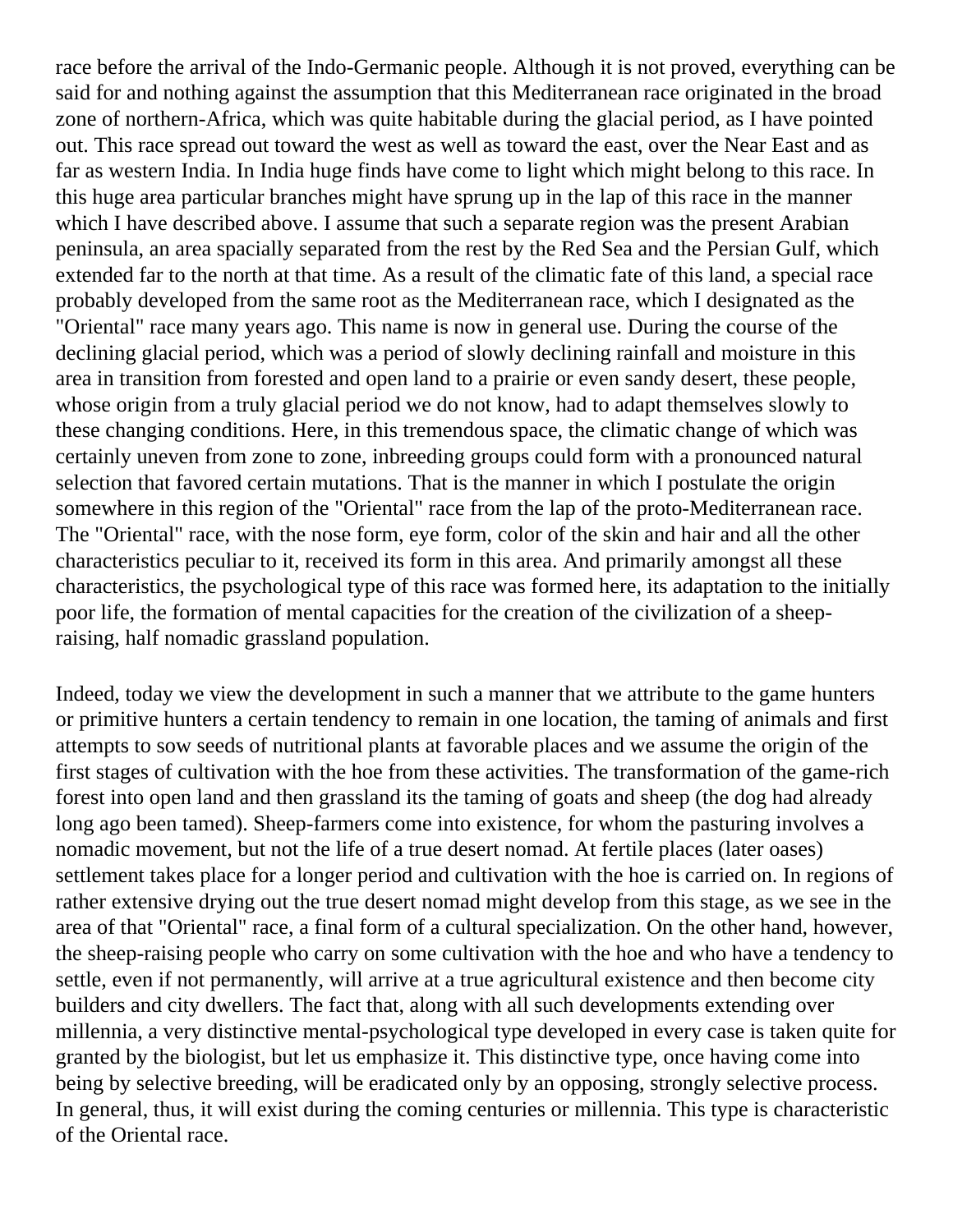race before the arrival of the Indo-Germanic people. Although it is not proved, everything can be said for and nothing against the assumption that this Mediterranean race originated in the broad zone of northern-Africa, which was quite habitable during the glacial period, as I have pointed out. This race spread out toward the west as well as toward the east, over the Near East and as far as western India. In India huge finds have come to light which might belong to this race. In this huge area particular branches might have sprung up in the lap of this race in the manner which I have described above. I assume that such a separate region was the present Arabian peninsula, an area spacially separated from the rest by the Red Sea and the Persian Gulf, which extended far to the north at that time. As a result of the climatic fate of this land, a special race probably developed from the same root as the Mediterranean race, which I designated as the "Oriental" race many years ago. This name is now in general use. During the course of the declining glacial period, which was a period of slowly declining rainfall and moisture in this area in transition from forested and open land to a prairie or even sandy desert, these people, whose origin from a truly glacial period we do not know, had to adapt themselves slowly to these changing conditions. Here, in this tremendous space, the climatic change of which was certainly uneven from zone to zone, inbreeding groups could form with a pronounced natural selection that favored certain mutations. That is the manner in which I postulate the origin somewhere in this region of the "Oriental" race from the lap of the proto-Mediterranean race. The "Oriental" race, with the nose form, eye form, color of the skin and hair and all the other characteristics peculiar to it, received its form in this area. And primarily amongst all these characteristics, the psychological type of this race was formed here, its adaptation to the initially poor life, the formation of mental capacities for the creation of the civilization of a sheep-raising, half nomadic grassland population.

Indeed, today we view the development in such a manner that we attribute to the game hunters or primitive hunters a certain tendency to remain in one location, the taming of animals and first attempts to sow seeds of nutritional plants at favorable places and we assume the origin of the first stages of cultivation with the hoe from these activities. The transformation of the game-rich forest into open land and then grassland its the taming of goats and sheep (the dog had already long ago been tamed). Sheep-farmers come into existence, for whom the pasturing involves a nomadic movement, but not the life of a true desert nomad. At fertile places (later oases) settlement takes place for a longer period and cultivation with the hoe is carried on. In regions of rather extensive drying out the true desert nomad might develop from this stage, as we see in the area of that "Oriental" race, a final form of a cultural specialization. On the other hand, however, the sheep-raising people who carry on some cultivation with the hoe and who have a tendency to settle, even if not permanently, will arrive at a true agricultural existence and then become city builders and city dwellers. The fact that, along with all such developments extending over millennia, a very distinctive mental-psychological type developed in every case is taken quite for granted by the biologist, but let us emphasize it. This distinctive type, once having come into being by selective breeding, will be eradicated only by an opposing, strongly selective process. In general, thus, it will exist during the coming centuries or millennia. This type is characteristic of the Oriental race.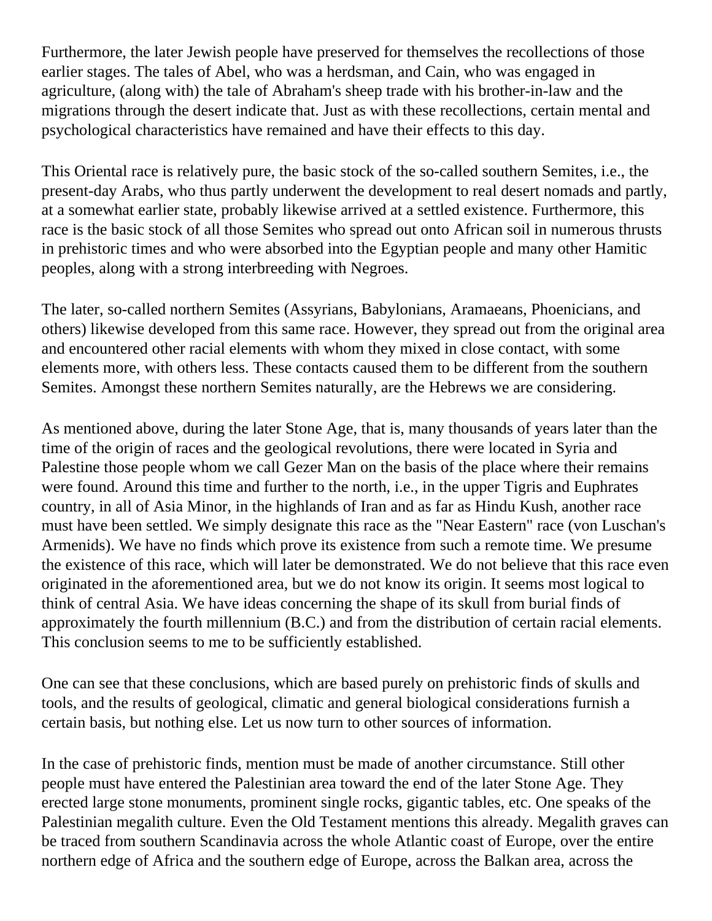Furthermore, the later Jewish people have preserved for themselves the recollections of those earlier stages. The tales of Abel, who was a herdsman, and Cain, who was engaged in agriculture, (along with) the tale of Abraham's sheep trade with his brother-in-law and the migrations through the desert indicate that. Just as with these recollections, certain mental and psychological characteristics have remained and have their effects to this day.

This Oriental race is relatively pure, the basic stock of the so-called southern Semites, i.e., the present-day Arabs, who thus partly underwent the development to real desert nomads and partly, at a somewhat earlier state, probably likewise arrived at a settled existence. Furthermore, this race is the basic stock of all those Semites who spread out onto African soil in numerous thrusts in prehistoric times and who were absorbed into the Egyptian people and many other Hamitic peoples, along with a strong interbreeding with Negroes.

The later, so-called northern Semites (Assyrians, Babylonians, Aramaeans, Phoenicians, and others) likewise developed from this same race. However, they spread out from the original area and encountered other racial elements with whom they mixed in close contact, with some elements more, with others less. These contacts caused them to be different from the southern Semites. Amongst these northern Semites naturally, are the Hebrews we are considering.

As mentioned above, during the later Stone Age, that is, many thousands of years later than the time of the origin of races and the geological revolutions, there were located in Syria and Palestine those people whom we call Gezer Man on the basis of the place where their remains were found. Around this time and further to the north, i.e., in the upper Tigris and Euphrates country, in all of Asia Minor, in the highlands of Iran and as far as Hindu Kush, another race must have been settled. We simply designate this race as the "Near Eastern" race (von Luschan's Armenids). We have no finds which prove its existence from such a remote time. We presume the existence of this race, which will later be demonstrated. We do not believe that this race even originated in the aforementioned area, but we do not know its origin. It seems most logical to think of central Asia. We have ideas concerning the shape of its skull from burial finds of approximately the fourth millennium (B.C.) and from the distribution of certain racial elements. This conclusion seems to me to be sufficiently established.

One can see that these conclusions, which are based purely on prehistoric finds of skulls and tools, and the results of geological, climatic and general biological considerations furnish a certain basis, but nothing else. Let us now turn to other sources of information.

In the case of prehistoric finds, mention must be made of another circumstance. Still other people must have entered the Palestinian area toward the end of the later Stone Age. They erected large stone monuments, prominent single rocks, gigantic tables, etc. One speaks of the Palestinian megalith culture. Even the Old Testament mentions this already. Megalith graves can be traced from southern Scandinavia across the whole Atlantic coast of Europe, over the entire northern edge of Africa and the southern edge of Europe, across the Balkan area, across the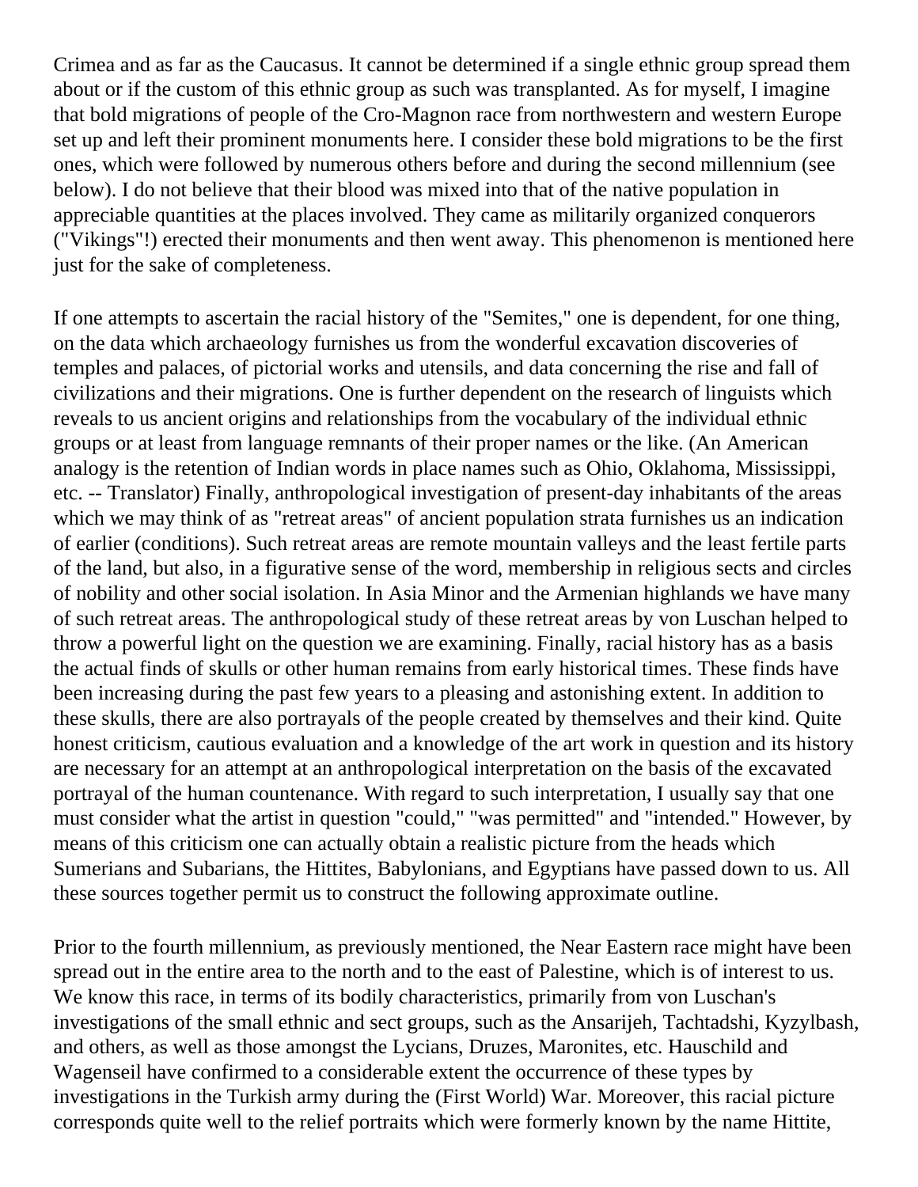Crimea and as far as the Caucasus. It cannot be determined if a single ethnic group spread them about or if the custom of this ethnic group as such was transplanted. As for myself, I imagine that bold migrations of people of the Cro-Magnon race from northwestern and western Europe set up and left their prominent monuments here. I consider these bold migrations to be the first ones, which were followed by numerous others before and during the second millennium (see below). I do not believe that their blood was mixed into that of the native population in appreciable quantities at the places involved. They came as militarily organized conquerors ("Vikings"!) erected their monuments and then went away. This phenomenon is mentioned here just for the sake of completeness.

If one attempts to ascertain the racial history of the "Semites," one is dependent, for one thing, on the data which archaeology furnishes us from the wonderful excavation discoveries of temples and palaces, of pictorial works and utensils, and data concerning the rise and fall of civilizations and their migrations. One is further dependent on the research of linguists which reveals to us ancient origins and relationships from the vocabulary of the individual ethnic groups or at least from language remnants of their proper names or the like. (An American analogy is the retention of Indian words in place names such as Ohio, Oklahoma, Mississippi, etc. -- Translator) Finally, anthropological investigation of present-day inhabitants of the areas which we may think of as "retreat areas" of ancient population strata furnishes us an indication of earlier (conditions). Such retreat areas are remote mountain valleys and the least fertile parts of the land, but also, in a figurative sense of the word, membership in religious sects and circles of nobility and other social isolation. In Asia Minor and the Armenian highlands we have many of such retreat areas. The anthropological study of these retreat areas by von Luschan helped to throw a powerful light on the question we are examining. Finally, racial history has as a basis the actual finds of skulls or other human remains from early historical times. These finds have been increasing during the past few years to a pleasing and astonishing extent. In addition to these skulls, there are also portrayals of the people created by themselves and their kind. Quite honest criticism, cautious evaluation and a knowledge of the art work in question and its history are necessary for an attempt at an anthropological interpretation on the basis of the excavated portrayal of the human countenance. With regard to such interpretation, I usually say that one must consider what the artist in question "could," "was permitted" and "intended." However, by means of this criticism one can actually obtain a realistic picture from the heads which Sumerians and Subarians, the Hittites, Babylonians, and Egyptians have passed down to us. All these sources together permit us to construct the following approximate outline.

Prior to the fourth millennium, as previously mentioned, the Near Eastern race might have been spread out in the entire area to the north and to the east of Palestine, which is of interest to us. We know this race, in terms of its bodily characteristics, primarily from von Luschan's investigations of the small ethnic and sect groups, such as the Ansarijeh, Tachtadshi, Kyzylbash, and others, as well as those amongst the Lycians, Druzes, Maronites, etc. Hauschild and Wagenseil have confirmed to a considerable extent the occurrence of these types by investigations in the Turkish army during the (First World) War. Moreover, this racial picture corresponds quite well to the relief portraits which were formerly known by the name Hittite,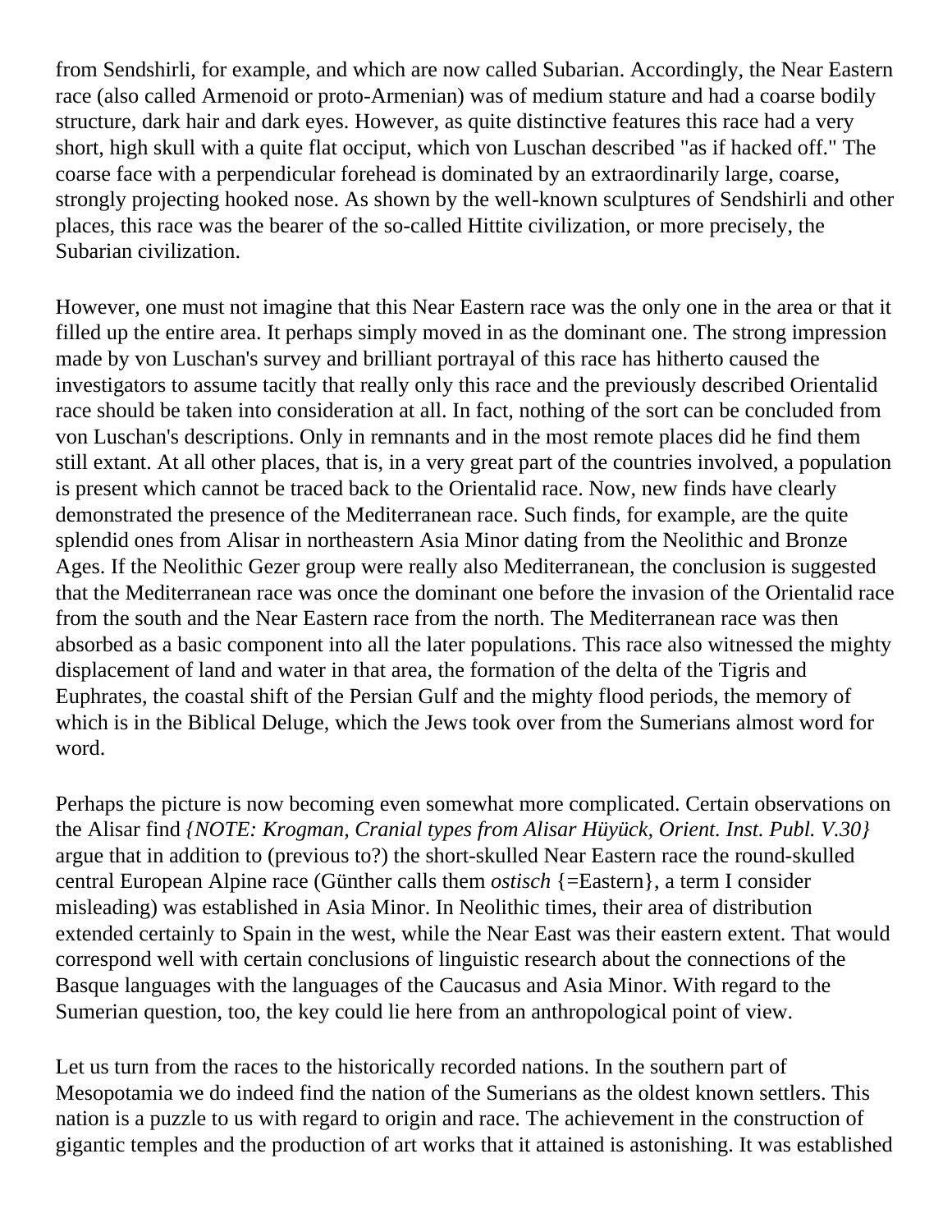from Sendshirli, for example, and which are now called Subarian. Accordingly, the Near Eastern race (also called Armenoid or proto-Armenian) was of medium stature and had a coarse bodily structure, dark hair and dark eyes. However, as quite distinctive features this race had a very short, high skull with a quite flat occiput, which von Luschan described "as if hacked off." The coarse face with a perpendicular forehead is dominated by an extraordinarily large, coarse, strongly projecting hooked nose. As shown by the well-known sculptures of Sendshirli and other places, this race was the bearer of the so-called Hittite civilization, or more precisely, the Subarian civilization.

However, one must not imagine that this Near Eastern race was the only one in the area or that it filled up the entire area. It perhaps simply moved in as the dominant one. The strong impression made by von Luschan's survey and brilliant portrayal of this race has hitherto caused the investigators to assume tacitly that really only this race and the previously described Orientalid race should be taken into consideration at all. In fact, nothing of the sort can be concluded from von Luschan's descriptions. Only in remnants and in the most remote places did he find them still extant. At all other places, that is, in a very great part of the countries involved, a population is present which cannot be traced back to the Orientalid race. Now, new finds have clearly demonstrated the presence of the Mediterranean race. Such finds, for example, are the quite splendid ones from Alisar in northeastern Asia Minor dating from the Neolithic and Bronze Ages. If the Neolithic Gezer group were really also Mediterranean, the conclusion is suggested that the Mediterranean race was once the dominant one before the invasion of the Orientalid race from the south and the Near Eastern race from the north. The Mediterranean race was then absorbed as a basic component into all the later populations. This race also witnessed the mighty displacement of land and water in that area, the formation of the delta of the Tigris and Euphrates, the coastal shift of the Persian Gulf and the mighty flood periods, the memory of which is in the Biblical Deluge, which the Jews took over from the Sumerians almost word for word.

Perhaps the picture is now becoming even somewhat more complicated. Certain observations on the Alisar find *{NOTE: Krogman, Cranial types from Alisar Hüyück, Orient. Inst. Publ. V.30}* argue that in addition to (previous to?) the short-skulled Near Eastern race the round-skulled central European Alpine race (Günther calls them *ostisch* {=Eastern}, a term I consider misleading) was established in Asia Minor. In Neolithic times, their area of distribution extended certainly to Spain in the west, while the Near East was their eastern extent. That would correspond well with certain conclusions of linguistic research about the connections of the Basque languages with the languages of the Caucasus and Asia Minor. With regard to the Sumerian question, too, the key could lie here from an anthropological point of view.

Let us turn from the races to the historically recorded nations. In the southern part of Mesopotamia we do indeed find the nation of the Sumerians as the oldest known settlers. This nation is a puzzle to us with regard to origin and race. The achievement in the construction of gigantic temples and the production of art works that it attained is astonishing. It was established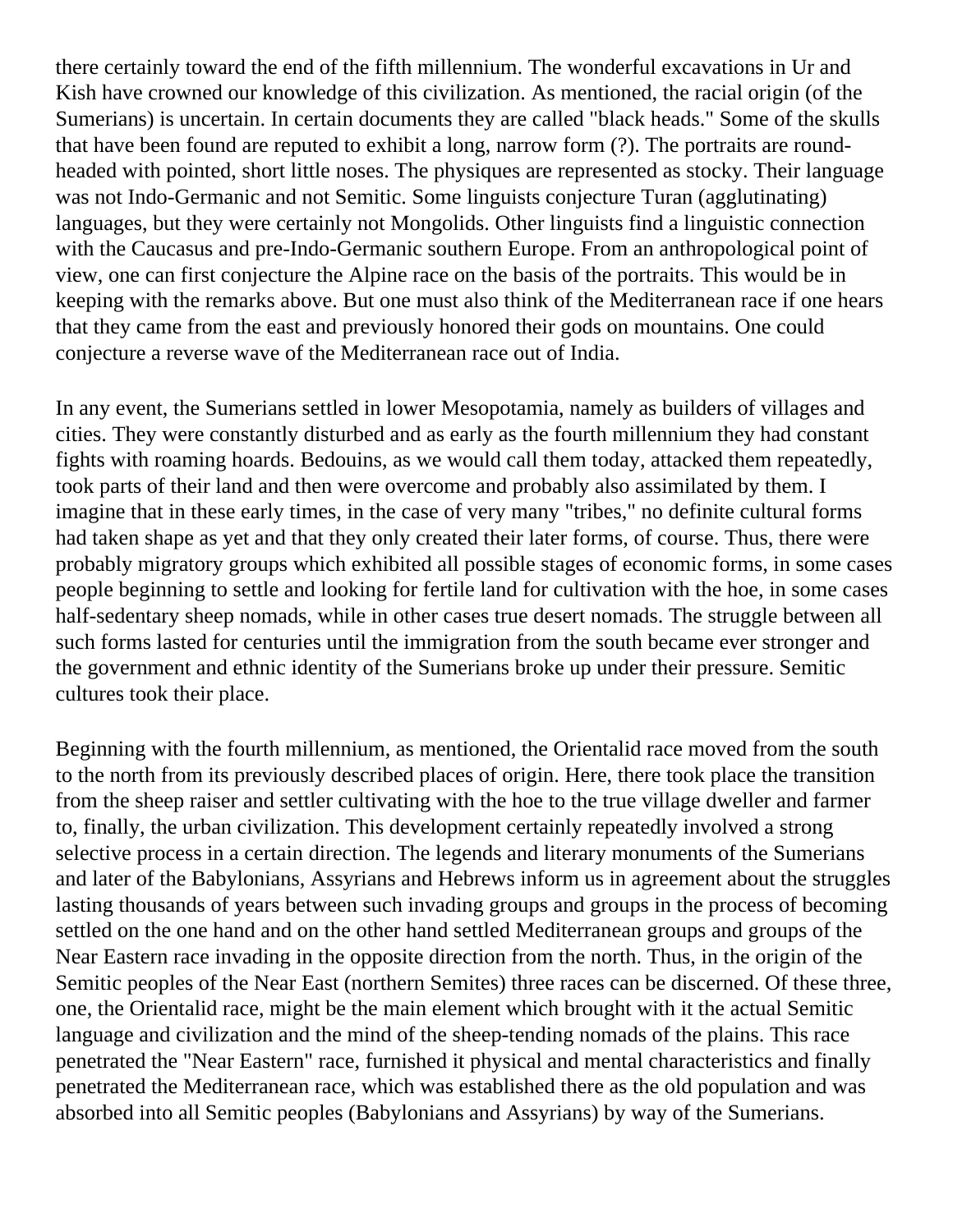there certainly toward the end of the fifth millennium. The wonderful excavations in Ur and Kish have crowned our knowledge of this civilization. As mentioned, the racial origin (of the Sumerians) is uncertain. In certain documents they are called "black heads." Some of the skulls that have been found are reputed to exhibit a long, narrow form (?). The portraits are round-headed with pointed, short little noses. The physiques are represented as stocky. Their language was not Indo-Germanic and not Semitic. Some linguists conjecture Turan (agglutinating) languages, but they were certainly not Mongolids. Other linguists find a linguistic connection with the Caucasus and pre-Indo-Germanic southern Europe. From an anthropological point of view, one can first conjecture the Alpine race on the basis of the portraits. This would be in keeping with the remarks above. But one must also think of the Mediterranean race if one hears that they came from the east and previously honored their gods on mountains. One could conjecture a reverse wave of the Mediterranean race out of India.

In any event, the Sumerians settled in lower Mesopotamia, namely as builders of villages and cities. They were constantly disturbed and as early as the fourth millennium they had constant fights with roaming hoards. Bedouins, as we would call them today, attacked them repeatedly, took parts of their land and then were overcome and probably also assimilated by them. I imagine that in these early times, in the case of very many "tribes," no definite cultural forms had taken shape as yet and that they only created their later forms, of course. Thus, there were probably migratory groups which exhibited all possible stages of economic forms, in some cases people beginning to settle and looking for fertile land for cultivation with the hoe, in some cases half-sedentary sheep nomads, while in other cases true desert nomads. The struggle between all such forms lasted for centuries until the immigration from the south became ever stronger and the government and ethnic identity of the Sumerians broke up under their pressure. Semitic cultures took their place.

Beginning with the fourth millennium, as mentioned, the Orientalid race moved from the south to the north from its previously described places of origin. Here, there took place the transition from the sheep raiser and settler cultivating with the hoe to the true village dweller and farmer to, finally, the urban civilization. This development certainly repeatedly involved a strong selective process in a certain direction. The legends and literary monuments of the Sumerians and later of the Babylonians, Assyrians and Hebrews inform us in agreement about the struggles lasting thousands of years between such invading groups and groups in the process of becoming settled on the one hand and on the other hand settled Mediterranean groups and groups of the Near Eastern race invading in the opposite direction from the north. Thus, in the origin of the Semitic peoples of the Near East (northern Semites) three races can be discerned. Of these three, one, the Orientalid race, might be the main element which brought with it the actual Semitic language and civilization and the mind of the sheep-tending nomads of the plains. This race penetrated the "Near Eastern" race, furnished it physical and mental characteristics and finally penetrated the Mediterranean race, which was established there as the old population and was absorbed into all Semitic peoples (Babylonians and Assyrians) by way of the Sumerians.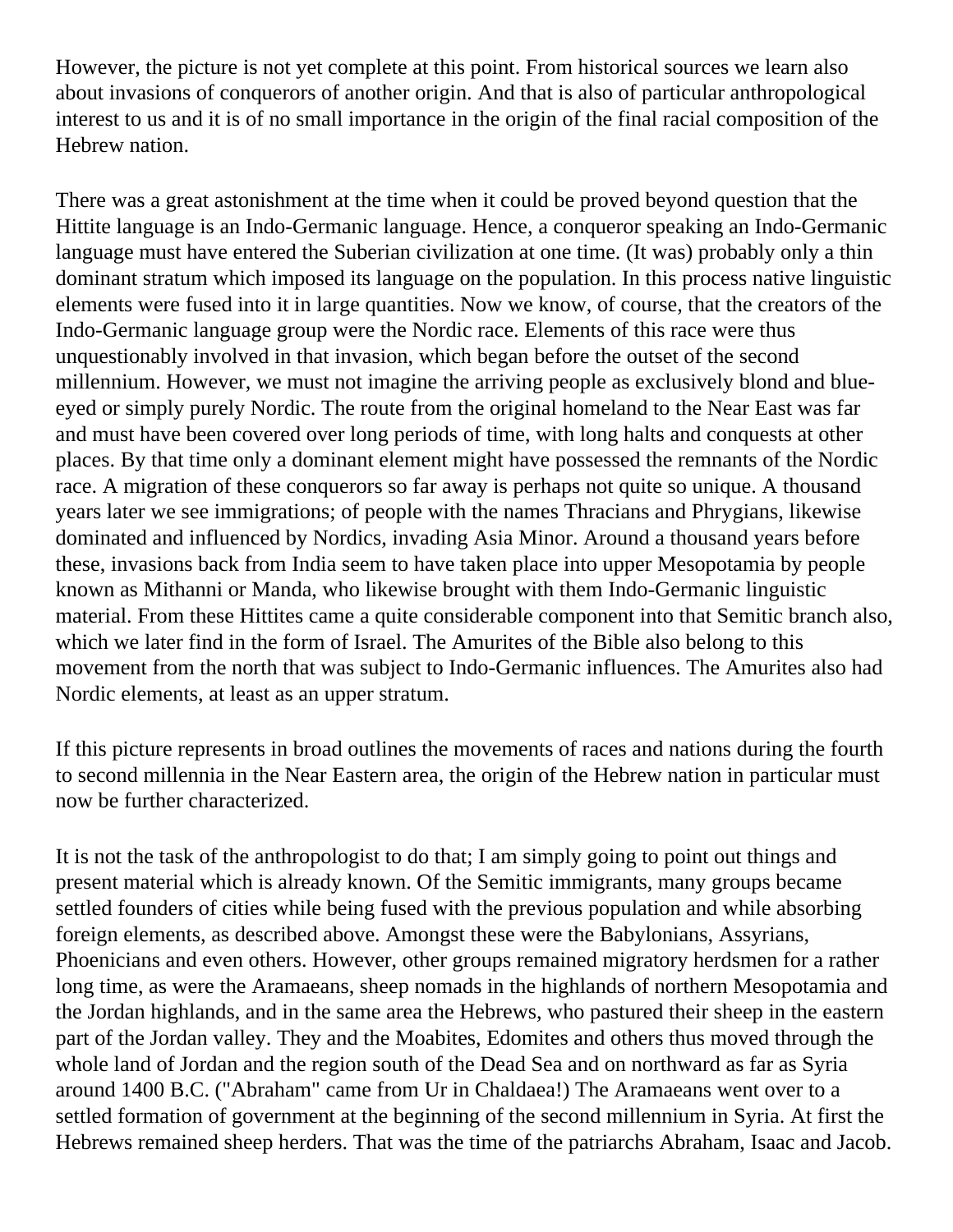However, the picture is not yet complete at this point. From historical sources we learn also about invasions of conquerors of another origin. And that is also of particular anthropological interest to us and it is of no small importance in the origin of the final racial composition of the Hebrew nation.

There was a great astonishment at the time when it could be proved beyond question that the Hittite language is an Indo-Germanic language. Hence, a conqueror speaking an Indo-Germanic language must have entered the Suberian civilization at one time. (It was) probably only a thin dominant stratum which imposed its language on the population. In this process native linguistic elements were fused into it in large quantities. Now we know, of course, that the creators of the Indo-Germanic language group were the Nordic race. Elements of this race were thus unquestionably involved in that invasion, which began before the outset of the second millennium. However, we must not imagine the arriving people as exclusively blond and blue-eyed or simply purely Nordic. The route from the original homeland to the Near East was far and must have been covered over long periods of time, with long halts and conquests at other places. By that time only a dominant element might have possessed the remnants of the Nordic race. A migration of these conquerors so far away is perhaps not quite so unique. A thousand years later we see immigrations; of people with the names Thracians and Phrygians, likewise dominated and influenced by Nordics, invading Asia Minor. Around a thousand years before these, invasions back from India seem to have taken place into upper Mesopotamia by people known as Mithanni or Manda, who likewise brought with them Indo-Germanic linguistic material. From these Hittites came a quite considerable component into that Semitic branch also, which we later find in the form of Israel. The Amurites of the Bible also belong to this movement from the north that was subject to Indo-Germanic influences. The Amurites also had Nordic elements, at least as an upper stratum.

If this picture represents in broad outlines the movements of races and nations during the fourth to second millennia in the Near Eastern area, the origin of the Hebrew nation in particular must now be further characterized.

It is not the task of the anthropologist to do that; I am simply going to point out things and present material which is already known. Of the Semitic immigrants, many groups became settled founders of cities while being fused with the previous population and while absorbing foreign elements, as described above. Amongst these were the Babylonians, Assyrians, Phoenicians and even others. However, other groups remained migratory herdsmen for a rather long time, as were the Aramaeans, sheep nomads in the highlands of northern Mesopotamia and the Jordan highlands, and in the same area the Hebrews, who pastured their sheep in the eastern part of the Jordan valley. They and the Moabites, Edomites and others thus moved through the whole land of Jordan and the region south of the Dead Sea and on northward as far as Syria around 1400 B.C. ("Abraham" came from Ur in Chaldaea!) The Aramaeans went over to a settled formation of government at the beginning of the second millennium in Syria. At first the Hebrews remained sheep herders. That was the time of the patriarchs Abraham, Isaac and Jacob.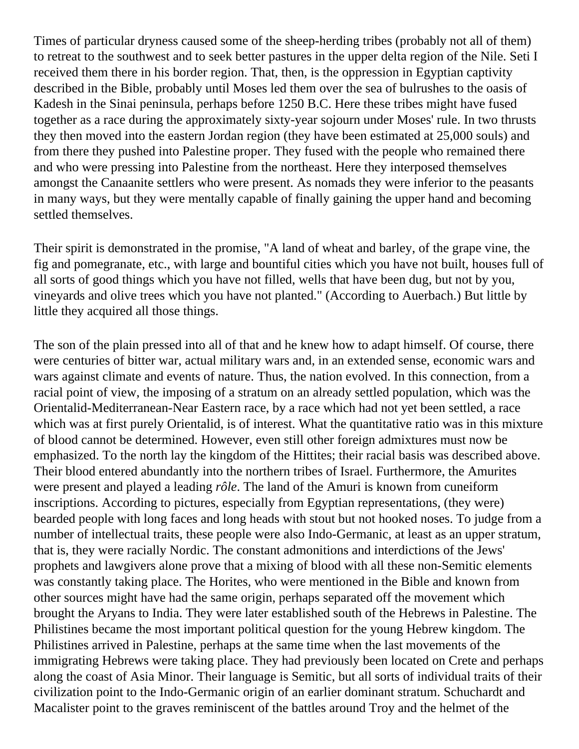Times of particular dryness caused some of the sheep-herding tribes (probably not all of them) to retreat to the southwest and to seek better pastures in the upper delta region of the Nile. Seti I received them there in his border region. That, then, is the oppression in Egyptian captivity described in the Bible, probably until Moses led them over the sea of bulrushes to the oasis of Kadesh in the Sinai peninsula, perhaps before 1250 B.C. Here these tribes might have fused together as a race during the approximately sixty-year sojourn under Moses' rule. In two thrusts they then moved into the eastern Jordan region (they have been estimated at 25,000 souls) and from there they pushed into Palestine proper. They fused with the people who remained there and who were pressing into Palestine from the northeast. Here they interposed themselves amongst the Canaanite settlers who were present. As nomads they were inferior to the peasants in many ways, but they were mentally capable of finally gaining the upper hand and becoming settled themselves.

Their spirit is demonstrated in the promise, "A land of wheat and barley, of the grape vine, the fig and pomegranate, etc., with large and bountiful cities which you have not built, houses full of all sorts of good things which you have not filled, wells that have been dug, but not by you, vineyards and olive trees which you have not planted." (According to Auerbach.) But little by little they acquired all those things.

The son of the plain pressed into all of that and he knew how to adapt himself. Of course, there were centuries of bitter war, actual military wars and, in an extended sense, economic wars and wars against climate and events of nature. Thus, the nation evolved. In this connection, from a racial point of view, the imposing of a stratum on an already settled population, which was the Orientalid-Mediterranean-Near Eastern race, by a race which had not yet been settled, a race which was at first purely Orientalid, is of interest. What the quantitative ratio was in this mixture of blood cannot be determined. However, even still other foreign admixtures must now be emphasized. To the north lay the kingdom of the Hittites; their racial basis was described above. Their blood entered abundantly into the northern tribes of Israel. Furthermore, the Amurites were present and played a leading *rôle*. The land of the Amuri is known from cuneiform inscriptions. According to pictures, especially from Egyptian representations, (they were) bearded people with long faces and long heads with stout but not hooked noses. To judge from a number of intellectual traits, these people were also Indo-Germanic, at least as an upper stratum, that is, they were racially Nordic. The constant admonitions and interdictions of the Jews' prophets and lawgivers alone prove that a mixing of blood with all these non-Semitic elements was constantly taking place. The Horites, who were mentioned in the Bible and known from other sources might have had the same origin, perhaps separated off the movement which brought the Aryans to India. They were later established south of the Hebrews in Palestine. The Philistines became the most important political question for the young Hebrew kingdom. The Philistines arrived in Palestine, perhaps at the same time when the last movements of the immigrating Hebrews were taking place. They had previously been located on Crete and perhaps along the coast of Asia Minor. Their language is Semitic, but all sorts of individual traits of their civilization point to the Indo-Germanic origin of an earlier dominant stratum. Schuchardt and Macalister point to the graves reminiscent of the battles around Troy and the helmet of the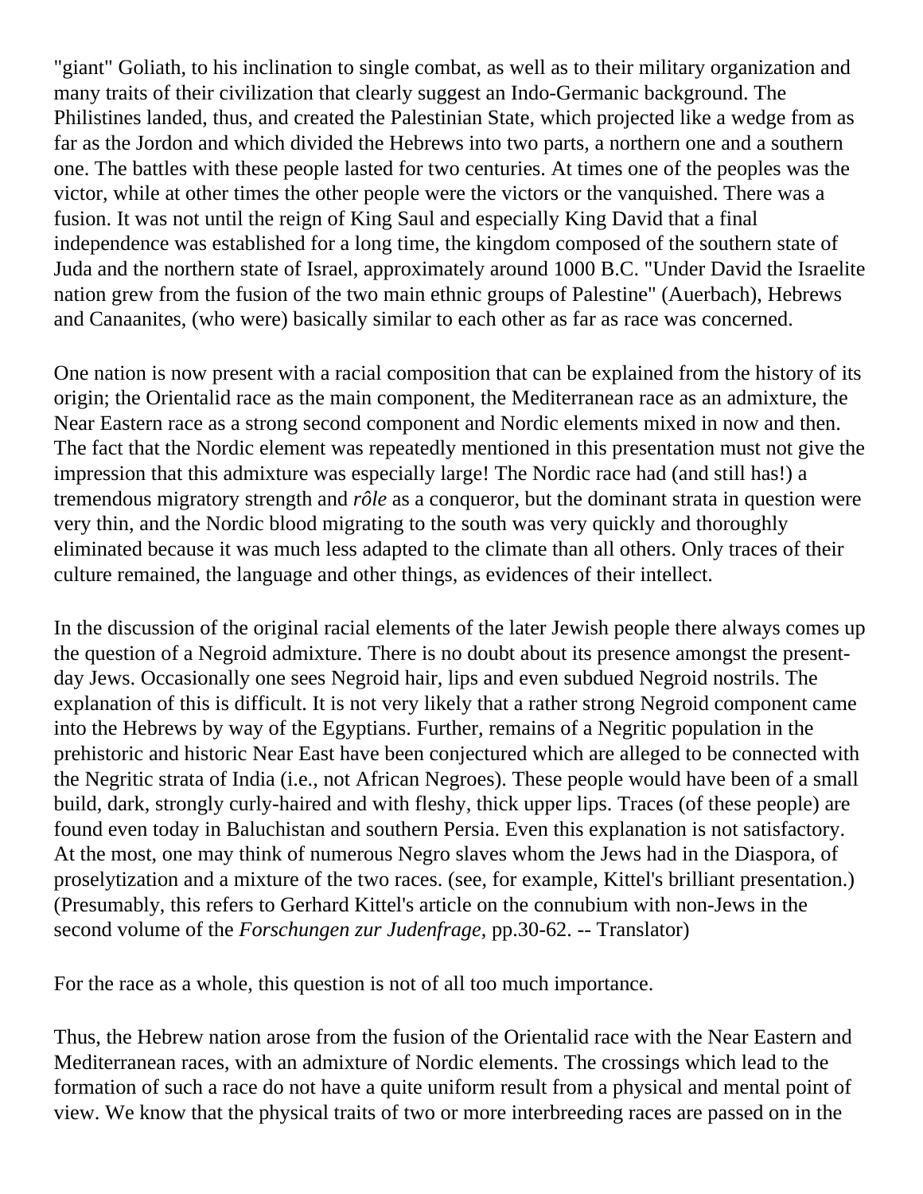"giant" Goliath, to his inclination to single combat, as well as to their military organization and many traits of their civilization that clearly suggest an Indo-Germanic background. The Philistines landed, thus, and created the Palestinian State, which projected like a wedge from as far as the Jordon and which divided the Hebrews into two parts, a northern one and a southern one. The battles with these people lasted for two centuries. At times one of the peoples was the victor, while at other times the other people were the victors or the vanquished. There was a fusion. It was not until the reign of King Saul and especially King David that a final independence was established for a long time, the kingdom composed of the southern state of Juda and the northern state of Israel, approximately around 1000 B.C. "Under David the Israelite nation grew from the fusion of the two main ethnic groups of Palestine" (Auerbach), Hebrews and Canaanites, (who were) basically similar to each other as far as race was concerned.

One nation is now present with a racial composition that can be explained from the history of its origin; the Orientalid race as the main component, the Mediterranean race as an admixture, the Near Eastern race as a strong second component and Nordic elements mixed in now and then. The fact that the Nordic element was repeatedly mentioned in this presentation must not give the impression that this admixture was especially large! The Nordic race had (and still has!) a tremendous migratory strength and *rôle* as a conqueror, but the dominant strata in question were very thin, and the Nordic blood migrating to the south was very quickly and thoroughly eliminated because it was much less adapted to the climate than all others. Only traces of their culture remained, the language and other things, as evidences of their intellect.

In the discussion of the original racial elements of the later Jewish people there always comes up the question of a Negroid admixture. There is no doubt about its presence amongst the present-day Jews. Occasionally one sees Negroid hair, lips and even subdued Negroid nostrils. The explanation of this is difficult. It is not very likely that a rather strong Negroid component came into the Hebrews by way of the Egyptians. Further, remains of a Negritic population in the prehistoric and historic Near East have been conjectured which are alleged to be connected with the Negritic strata of India (i.e., not African Negroes). These people would have been of a small build, dark, strongly curly-haired and with fleshy, thick upper lips. Traces (of these people) are found even today in Baluchistan and southern Persia. Even this explanation is not satisfactory. At the most, one may think of numerous Negro slaves whom the Jews had in the Diaspora, of proselytization and a mixture of the two races. (see, for example, Kittel's brilliant presentation.) (Presumably, this refers to Gerhard Kittel's article on the connubium with non-Jews in the second volume of the *Forschungen zur Judenfrage*, pp.30-62. -- Translator)

For the race as a whole, this question is not of all too much importance.

Thus, the Hebrew nation arose from the fusion of the Orientalid race with the Near Eastern and Mediterranean races, with an admixture of Nordic elements. The crossings which lead to the formation of such a race do not have a quite uniform result from a physical and mental point of view. We know that the physical traits of two or more interbreeding races are passed on in the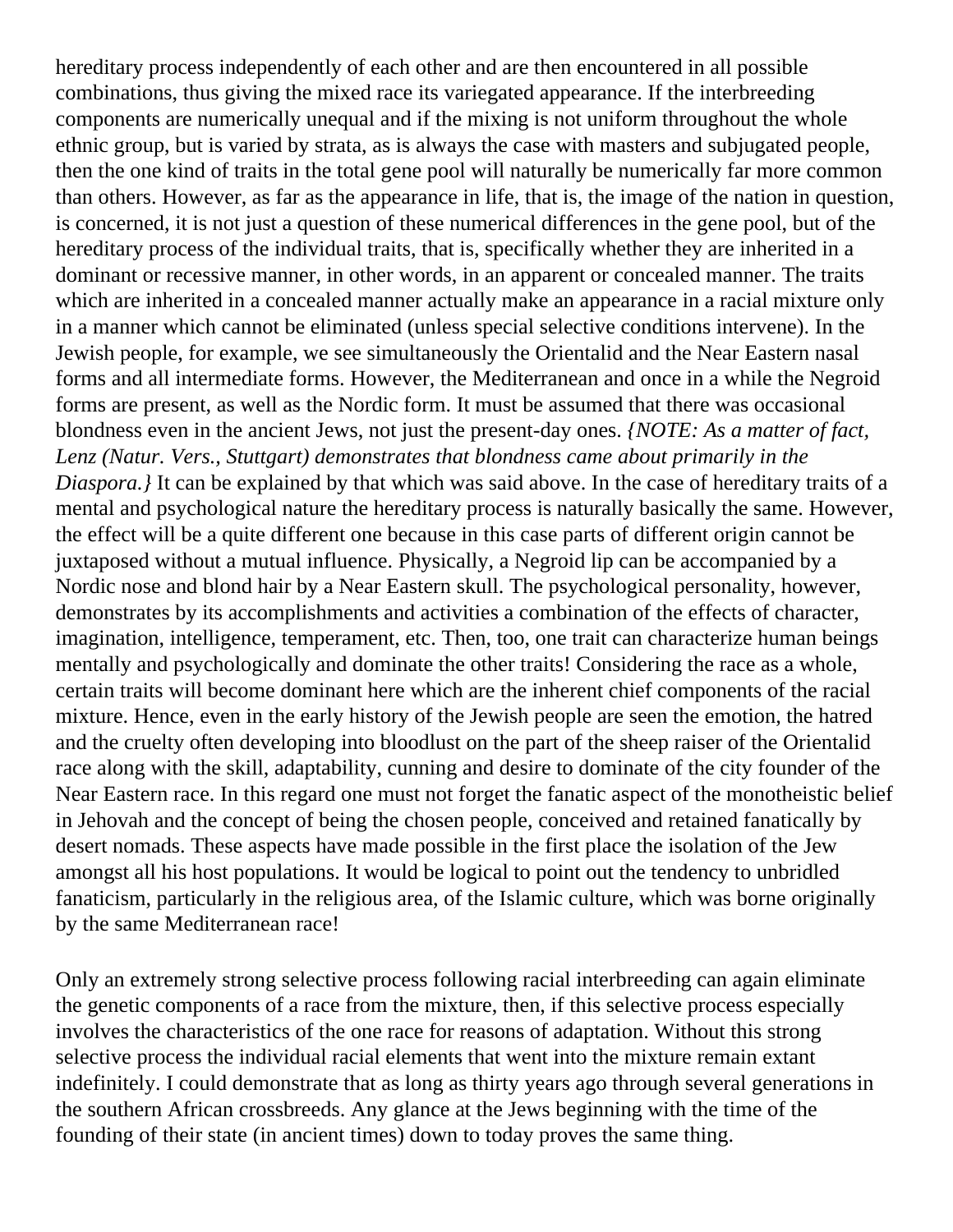hereditary process independently of each other and are then encountered in all possible combinations, thus giving the mixed race its variegated appearance. If the interbreeding components are numerically unequal and if the mixing is not uniform throughout the whole ethnic group, but is varied by strata, as is always the case with masters and subjugated people, then the one kind of traits in the total gene pool will naturally be numerically far more common than others. However, as far as the appearance in life, that is, the image of the nation in question, is concerned, it is not just a question of these numerical differences in the gene pool, but of the hereditary process of the individual traits, that is, specifically whether they are inherited in a dominant or recessive manner, in other words, in an apparent or concealed manner. The traits which are inherited in a concealed manner actually make an appearance in a racial mixture only in a manner which cannot be eliminated (unless special selective conditions intervene). In the Jewish people, for example, we see simultaneously the Orientalid and the Near Eastern nasal forms and all intermediate forms. However, the Mediterranean and once in a while the Negroid forms are present, as well as the Nordic form. It must be assumed that there was occasional blondness even in the ancient Jews, not just the present-day ones. *{NOTE: As a matter of fact, Lenz (Natur. Vers., Stuttgart) demonstrates that blondness came about primarily in the Diaspora.}* It can be explained by that which was said above. In the case of hereditary traits of a mental and psychological nature the hereditary process is naturally basically the same. However, the effect will be a quite different one because in this case parts of different origin cannot be juxtaposed without a mutual influence. Physically, a Negroid lip can be accompanied by a Nordic nose and blond hair by a Near Eastern skull. The psychological personality, however, demonstrates by its accomplishments and activities a combination of the effects of character, imagination, intelligence, temperament, etc. Then, too, one trait can characterize human beings mentally and psychologically and dominate the other traits! Considering the race as a whole, certain traits will become dominant here which are the inherent chief components of the racial mixture. Hence, even in the early history of the Jewish people are seen the emotion, the hatred and the cruelty often developing into bloodlust on the part of the sheep raiser of the Orientalid race along with the skill, adaptability, cunning and desire to dominate of the city founder of the Near Eastern race. In this regard one must not forget the fanatic aspect of the monotheistic belief in Jehovah and the concept of being the chosen people, conceived and retained fanatically by desert nomads. These aspects have made possible in the first place the isolation of the Jew amongst all his host populations. It would be logical to point out the tendency to unbridled fanaticism, particularly in the religious area, of the Islamic culture, which was borne originally by the same Mediterranean race!

Only an extremely strong selective process following racial interbreeding can again eliminate the genetic components of a race from the mixture, then, if this selective process especially involves the characteristics of the one race for reasons of adaptation. Without this strong selective process the individual racial elements that went into the mixture remain extant indefinitely. I could demonstrate that as long as thirty years ago through several generations in the southern African crossbreeds. Any glance at the Jews beginning with the time of the founding of their state (in ancient times) down to today proves the same thing.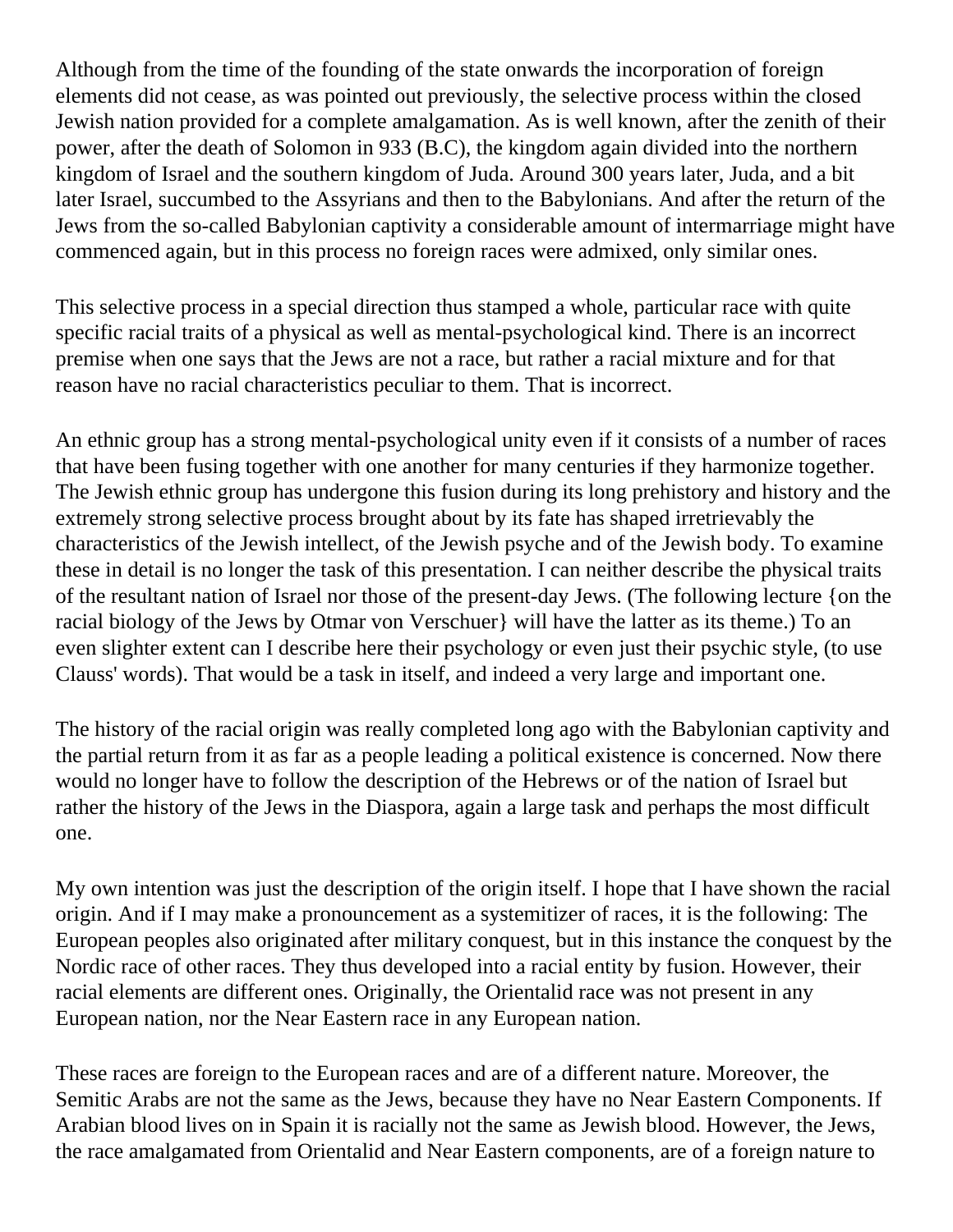Although from the time of the founding of the state onwards the incorporation of foreign elements did not cease, as was pointed out previously, the selective process within the closed Jewish nation provided for a complete amalgamation. As is well known, after the zenith of their power, after the death of Solomon in 933 (B.C), the kingdom again divided into the northern kingdom of Israel and the southern kingdom of Juda. Around 300 years later, Juda, and a bit later Israel, succumbed to the Assyrians and then to the Babylonians. And after the return of the Jews from the so-called Babylonian captivity a considerable amount of intermarriage might have commenced again, but in this process no foreign races were admixed, only similar ones.

This selective process in a special direction thus stamped a whole, particular race with quite specific racial traits of a physical as well as mental-psychological kind. There is an incorrect premise when one says that the Jews are not a race, but rather a racial mixture and for that reason have no racial characteristics peculiar to them. That is incorrect.

An ethnic group has a strong mental-psychological unity even if it consists of a number of races that have been fusing together with one another for many centuries if they harmonize together. The Jewish ethnic group has undergone this fusion during its long prehistory and history and the extremely strong selective process brought about by its fate has shaped irretrievably the characteristics of the Jewish intellect, of the Jewish psyche and of the Jewish body. To examine these in detail is no longer the task of this presentation. I can neither describe the physical traits of the resultant nation of Israel nor those of the present-day Jews. (The following lecture {on the racial biology of the Jews by Otmar von Verschuer} will have the latter as its theme.) To an even slighter extent can I describe here their psychology or even just their psychic style, (to use Clauss' words). That would be a task in itself, and indeed a very large and important one.

The history of the racial origin was really completed long ago with the Babylonian captivity and the partial return from it as far as a people leading a political existence is concerned. Now there would no longer have to follow the description of the Hebrews or of the nation of Israel but rather the history of the Jews in the Diaspora, again a large task and perhaps the most difficult one.

My own intention was just the description of the origin itself. I hope that I have shown the racial origin. And if I may make a pronouncement as a systemitizer of races, it is the following: The European peoples also originated after military conquest, but in this instance the conquest by the Nordic race of other races. They thus developed into a racial entity by fusion. However, their racial elements are different ones. Originally, the Orientalid race was not present in any European nation, nor the Near Eastern race in any European nation.

These races are foreign to the European races and are of a different nature. Moreover, the Semitic Arabs are not the same as the Jews, because they have no Near Eastern Components. If Arabian blood lives on in Spain it is racially not the same as Jewish blood. However, the Jews, the race amalgamated from Orientalid and Near Eastern components, are of a foreign nature to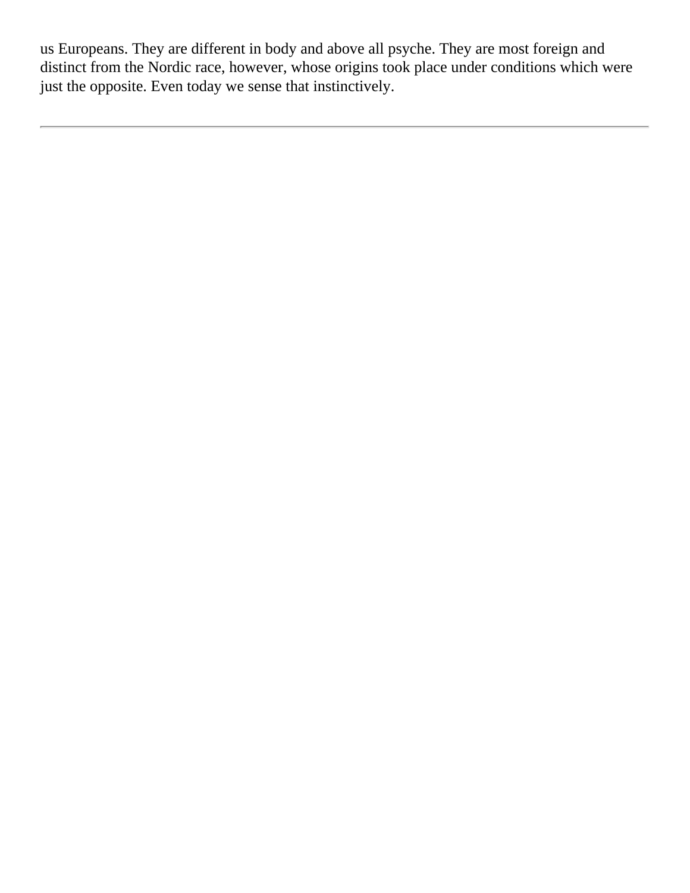us Europeans. They are different in body and above all psyche. They are most foreign and distinct from the Nordic race, however, whose origins took place under conditions which were just the opposite. Even today we sense that instinctively.

---